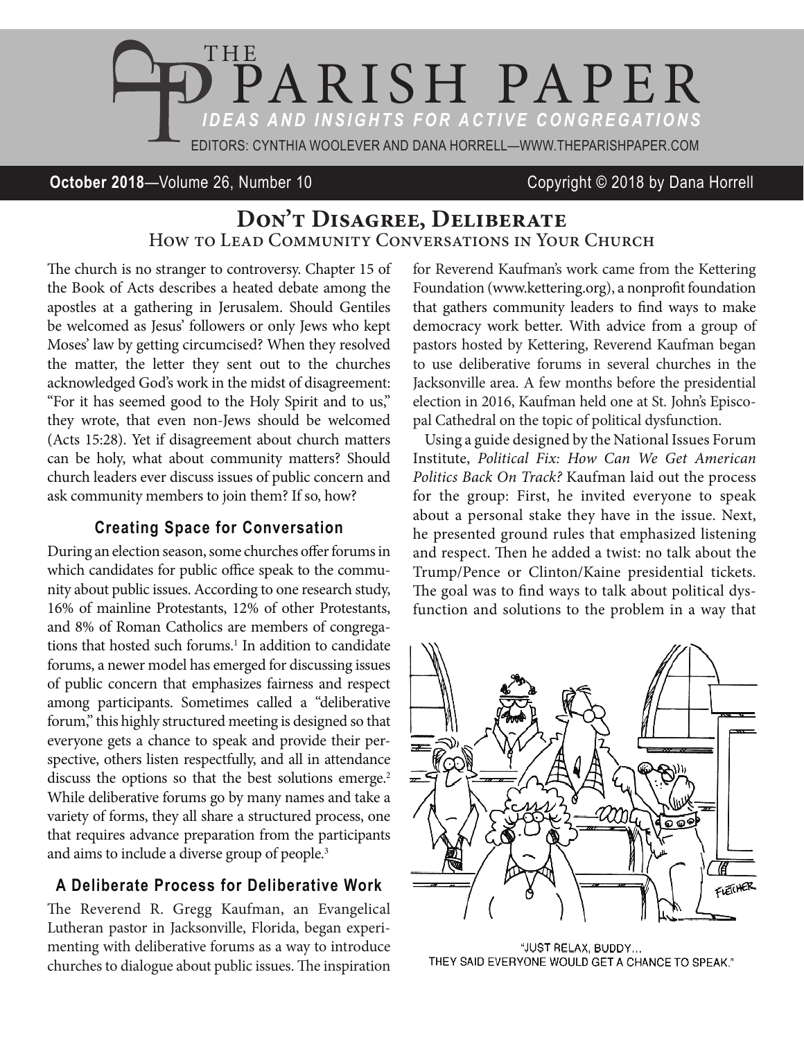# THE PARISH PAPER

*IDEAS AND INSIGHTS FOR ACTIVE CONGREGATIONS*

EDITORS: CYNTHIA WOOLEVER AND DANA HORRELL—WWW.THEPARISHPAPER.COM

**October 2018**—Volume 26, Number 10 Copyright © 2018 by Dana Horrell

## Don't Disagree, Deliberate

### How to Lead Community Conversations in Your Church

The church is no stranger to controversy. Chapter 15 of the Book of Acts describes a heated debate among the apostles at a gathering in Jerusalem. Should Gentiles be welcomed as Jesus' followers or only Jews who kept Moses' law by getting circumcised? When they resolved the matter, the letter they sent out to the churches acknowledged God's work in the midst of disagreement: "For it has seemed good to the Holy Spirit and to us," they wrote, that even non-Jews should be welcomed (Acts 15:28). Yet if disagreement about church matters can be holy, what about community matters? Should church leaders ever discuss issues of public concern and ask community members to join them? If so, how?

### Creating Space for Conversation

During an election season, some churches offer forums in which candidates for public office speak to the community about public issues. According to one research study, 16% of mainline Protestants, 12% of other Protestants, and 8% of Roman Catholics are members of congregations that hosted such forums.[1] In addition to candidate forums, a newer model has emerged for discussing issues of public concern that emphasizes fairness and respect among participants. Sometimes called a "deliberative forum," this highly structured meeting is designed so that everyone gets a chance to speak and provide their perspective, others listen respectfully, and all in attendance discuss the options so that the best solutions emerge.[2] While deliberative forums go by many names and take a variety of forms, they all share a structured process, one that requires advance preparation from the participants and aims to include a diverse group of people.[3]

### A Deliberate Process for Deliberative Work

The Reverend R. Gregg Kaufman, an Evangelical Lutheran pastor in Jacksonville, Florida, began experimenting with deliberative forums as a way to introduce churches to dialogue about public issues. The inspiration for Reverend Kaufman's work came from the Kettering Foundation (www.kettering.org), a nonprofit foundation that gathers community leaders to find ways to make democracy work better. With advice from a group of pastors hosted by Kettering, Reverend Kaufman began to use deliberative forums in several churches in the Jacksonville area. A few months before the presidential election in 2016, Kaufman held one at St. John's Episcopal Cathedral on the topic of political dysfunction.

Using a guide designed by the National Issues Forum Institute, *Political Fix: How Can We Get American Politics Back On Track?* Kaufman laid out the process for the group: First, he invited everyone to speak about a personal stake they have in the issue. Next, he presented ground rules that emphasized listening and respect. Then he added a twist: no talk about the Trump/Pence or Clinton/Kaine presidential tickets. The goal was to find ways to talk about political dysfunction and solutions to the problem in a way that

"JUST RELAX, BUDDY... THEY SAID EVERYONE WOULD GET A CHANCE TO SPEAK."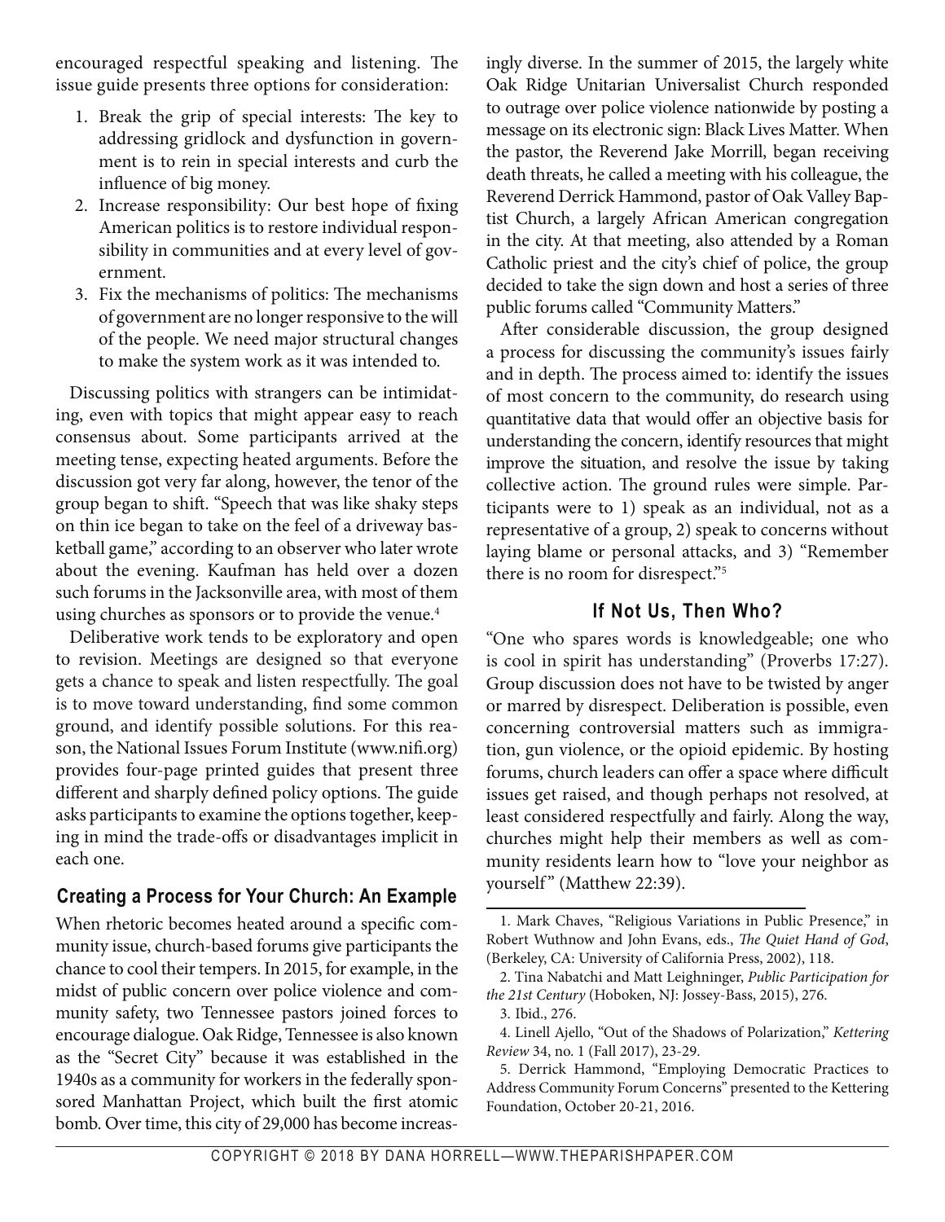encouraged respectful speaking and listening. The issue guide presents three options for consideration:

1. Break the grip of special interests: The key to addressing gridlock and dysfunction in government is to rein in special interests and curb the influence of big money.
2. Increase responsibility: Our best hope of fixing American politics is to restore individual responsibility in communities and at every level of government.
3. Fix the mechanisms of politics: The mechanisms of government are no longer responsive to the will of the people. We need major structural changes to make the system work as it was intended to.

Discussing politics with strangers can be intimidating, even with topics that might appear easy to reach consensus about. Some participants arrived at the meeting tense, expecting heated arguments. Before the discussion got very far along, however, the tenor of the group began to shift. "Speech that was like shaky steps on thin ice began to take on the feel of a driveway basketball game," according to an observer who later wrote about the evening. Kaufman has held over a dozen such forums in the Jacksonville area, with most of them using churches as sponsors or to provide the venue.[4]

Deliberative work tends to be exploratory and open to revision. Meetings are designed so that everyone gets a chance to speak and listen respectfully. The goal is to move toward understanding, find some common ground, and identify possible solutions. For this reason, the National Issues Forum Institute (www.nifi.org) provides four-page printed guides that present three different and sharply defined policy options. The guide asks participants to examine the options together, keeping in mind the trade-offs or disadvantages implicit in each one.

## Creating a Process for Your Church: An Example

When rhetoric becomes heated around a specific community issue, church-based forums give participants the chance to cool their tempers. In 2015, for example, in the midst of public concern over police violence and community safety, two Tennessee pastors joined forces to encourage dialogue. Oak Ridge, Tennessee is also known as the "Secret City" because it was established in the 1940s as a community for workers in the federally sponsored Manhattan Project, which built the first atomic bomb. Over time, this city of 29,000 has become increasingly diverse. In the summer of 2015, the largely white Oak Ridge Unitarian Universalist Church responded to outrage over police violence nationwide by posting a message on its electronic sign: Black Lives Matter. When the pastor, the Reverend Jake Morrill, began receiving death threats, he called a meeting with his colleague, the Reverend Derrick Hammond, pastor of Oak Valley Baptist Church, a largely African American congregation in the city. At that meeting, also attended by a Roman Catholic priest and the city's chief of police, the group decided to take the sign down and host a series of three public forums called "Community Matters."

After considerable discussion, the group designed a process for discussing the community's issues fairly and in depth. The process aimed to: identify the issues of most concern to the community, do research using quantitative data that would offer an objective basis for understanding the concern, identify resources that might improve the situation, and resolve the issue by taking collective action. The ground rules were simple. Participants were to 1) speak as an individual, not as a representative of a group, 2) speak to concerns without laying blame or personal attacks, and 3) "Remember there is no room for disrespect."[5]

## If Not Us, Then Who?

"One who spares words is knowledgeable; one who is cool in spirit has understanding" (Proverbs 17:27). Group discussion does not have to be twisted by anger or marred by disrespect. Deliberation is possible, even concerning controversial matters such as immigration, gun violence, or the opioid epidemic. By hosting forums, church leaders can offer a space where difficult issues get raised, and though perhaps not resolved, at least considered respectfully and fairly. Along the way, churches might help their members as well as community residents learn how to "love your neighbor as yourself" (Matthew 22:39).

---

1. Mark Chaves, "Religious Variations in Public Presence," in Robert Wuthnow and John Evans, eds., *The Quiet Hand of God*, (Berkeley, CA: University of California Press, 2002), 118.
2. Tina Nabatchi and Matt Leighninger, *Public Participation for the 21st Century* (Hoboken, NJ: Jossey-Bass, 2015), 276.
3. Ibid., 276.
4. Linell Ajello, "Out of the Shadows of Polarization," *Kettering Review* 34, no. 1 (Fall 2017), 23-29.
5. Derrick Hammond, "Employing Democratic Practices to Address Community Forum Concerns" presented to the Kettering Foundation, October 20-21, 2016.

COPYRIGHT © 2018 BY DANA HORRELL—WWW.THEPARISHPAPER.COM